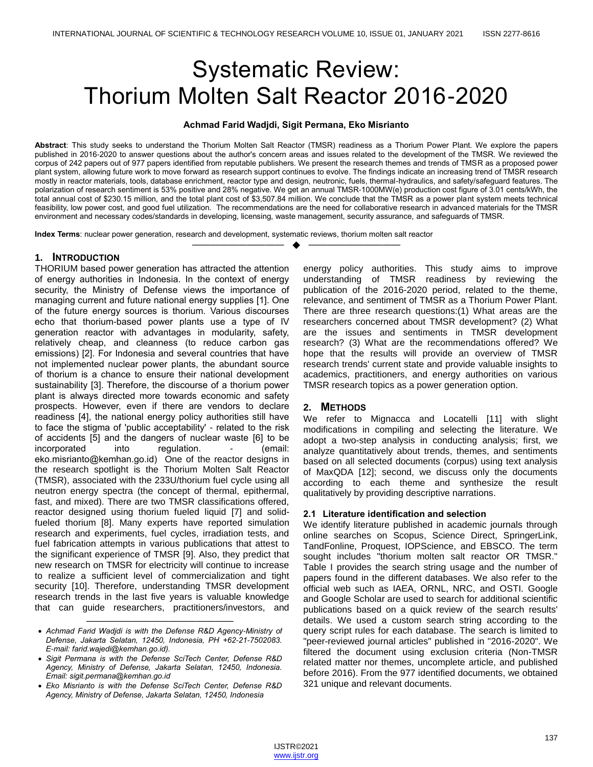# Systematic Review: Thorium Molten Salt Reactor 2016-2020

**Achmad Farid Wadjdi, Sigit Permana, Eko Misrianto**

**Abstract**: This study seeks to understand the Thorium Molten Salt Reactor (TMSR) readiness as a Thorium Power Plant. We explore the papers published in 2016-2020 to answer questions about the author's concern areas and issues related to the development of the TMSR. We reviewed the corpus of 242 papers out of 977 papers identified from reputable publishers. We present the research themes and trends of TMSR as a proposed power plant system, allowing future work to move forward as research support continues to evolve. The findings indicate an increasing trend of TMSR research mostly in reactor materials, tools, database enrichment, reactor type and design, neutronic, fuels, thermal-hydraulics, and safety/safeguard features. The polarization of research sentiment is 53% positive and 28% negative. We get an annual TMSR-1000MW(e) production cost figure of 3.01 cents/kWh, the total annual cost of $230.15 million, and the total plant cost of $3,507.84 million. We conclude that the TMSR as a power plant system meets technical feasibility, low power cost, and good fuel utilization. The recommendations are the need for collaborative research in advanced materials for the TMSR environment and necessary codes/standards in developing, licensing, waste management, security assurance, and safeguards of TMSR.

**Index Terms**: nuclear power generation, research and development, systematic reviews, thorium molten salt reactor

---

## 1. INTRODUCTION

THORIUM based power generation has attracted the attention of energy authorities in Indonesia. In the context of energy security, the Ministry of Defense views the importance of managing current and future national energy supplies [1]. One of the future energy sources is thorium. Various discourses echo that thorium-based power plants use a type of IV generation reactor with advantages in modularity, safety, relatively cheap, and cleanness (to reduce carbon gas emissions) [2]. For Indonesia and several countries that have not implemented nuclear power plants, the abundant source of thorium is a chance to ensure their national development sustainability [3]. Therefore, the discourse of a thorium power plant is always directed more towards economic and safety prospects. However, even if there are vendors to declare readiness [4], the national energy policy authorities still have to face the stigma of 'public acceptability' - related to the risk of accidents [5] and the dangers of nuclear waste [6] to be incorporated into regulation. - (email: eko.misrianto@kemhan.go.id) One of the reactor designs in the research spotlight is the Thorium Molten Salt Reactor (TMSR), associated with the 233U/thorium fuel cycle using all neutron energy spectra (the concept of thermal, epithermal, fast, and mixed). There are two TMSR classifications offered, reactor designed using thorium fueled liquid [7] and solid-fueled thorium [8]. Many experts have reported simulation research and experiments, fuel cycles, irradiation tests, and fuel fabrication attempts in various publications that attest to the significant experience of TMSR [9]. Also, they predict that new research on TMSR for electricity will continue to increase to realize a sufficient level of commercialization and tight security [10]. Therefore, understanding TMSR development research trends in the last five years is valuable knowledge that can guide researchers, practitioners/investors, and energy policy authorities. This study aims to improve understanding of TMSR readiness by reviewing the publication of the 2016-2020 period, related to the theme, relevance, and sentiment of TMSR as a Thorium Power Plant. There are three research questions:(1) What areas are the researchers concerned about TMSR development? (2) What are the issues and sentiments in TMSR development research? (3) What are the recommendations offered? We hope that the results will provide an overview of TMSR research trends' current state and provide valuable insights to academics, practitioners, and energy authorities on various TMSR research topics as a power generation option.

- *Achmad Farid Wadjdi is with the Defense R&D Agency-Ministry of Defense, Jakarta Selatan, 12450, Indonesia, PH +62-21-7502083. E-mail: farid.wajedi@kemhan.go.id).*
- *Sigit Permana is with the Defense SciTech Center, Defense R&D Agency, Ministry of Defense, Jakarta Selatan, 12450, Indonesia. Email: sigit.permana@kemhan.go.id*
- *Eko Misrianto is with the Defense SciTech Center, Defense R&D Agency, Ministry of Defense, Jakarta Selatan, 12450, Indonesia*

## 2. METHODS

We refer to Mignacca and Locatelli [11] with slight modifications in compiling and selecting the literature. We adopt a two-step analysis in conducting analysis; first, we analyze quantitatively about trends, themes, and sentiments based on all selected documents (corpus) using text analysis of MaxQDA [12]; second, we discuss only the documents according to each theme and synthesize the result qualitatively by providing descriptive narrations.

### 2.1 Literature identification and selection

We identify literature published in academic journals through online searches on Scopus, Science Direct, SpringerLink, TandFonline, Proquest, IOPScience, and EBSCO. The term sought includes "thorium molten salt reactor OR TMSR." Table I provides the search string usage and the number of papers found in the different databases. We also refer to the official web such as IAEA, ORNL, NRC, and OSTI. Google and Google Scholar are used to search for additional scientific publications based on a quick review of the search results' details. We used a custom search string according to the query script rules for each database. The search is limited to "peer-reviewed journal articles" published in "2016-2020". We filtered the document using exclusion criteria (Non-TMSR related matter nor themes, uncomplete article, and published before 2016). From the 977 identified documents, we obtained 321 unique and relevant documents.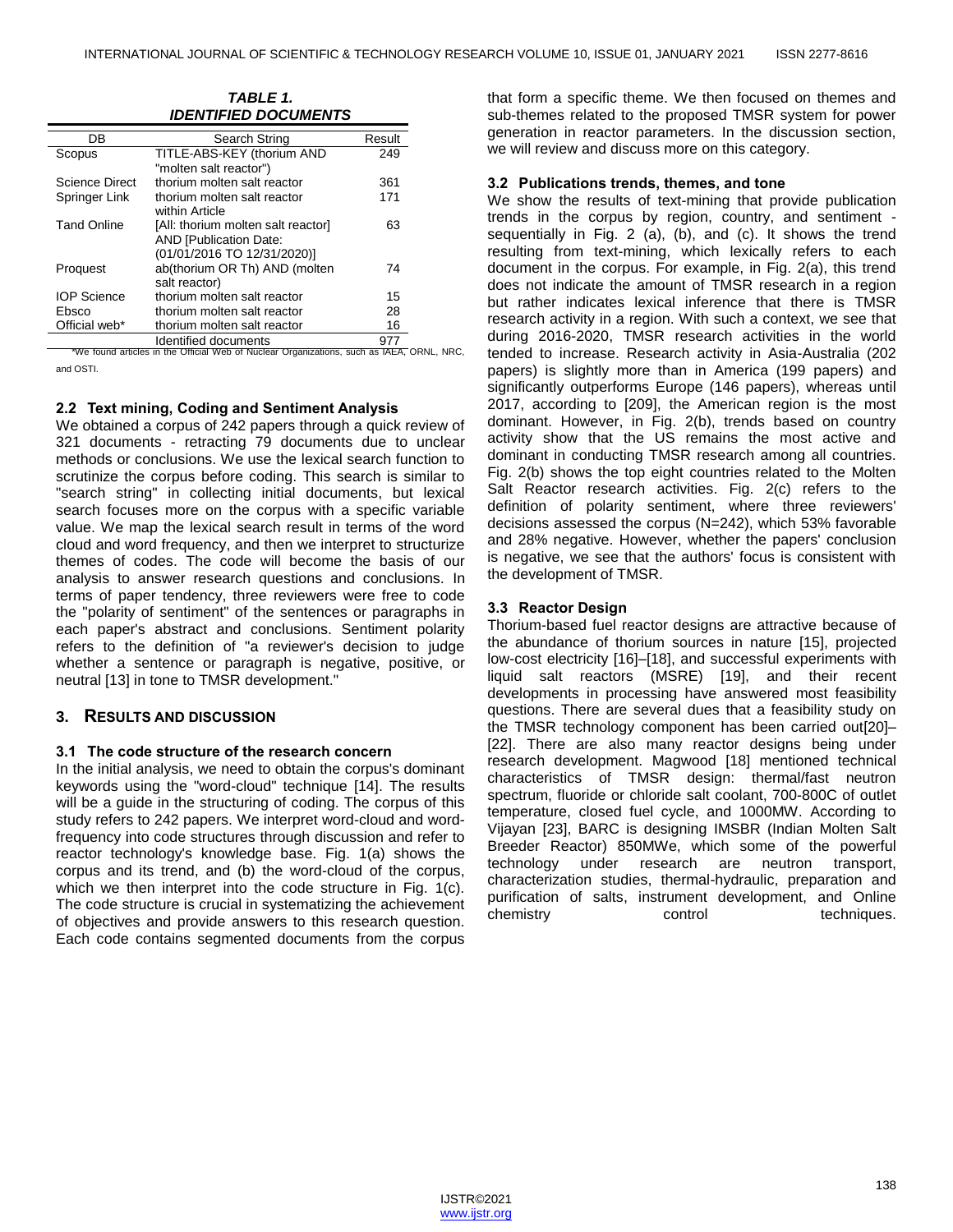***TABLE 1.***
***IDENTIFIED DOCUMENTS***

| DB | Search String | Result |
|---|---|---|
| Scopus | TITLE-ABS-KEY (thorium AND "molten salt reactor") | 249 |
| Science Direct | thorium molten salt reactor | 361 |
| Springer Link | thorium molten salt reactor within Article | 171 |
| Tand Online | [All: thorium molten salt reactor] AND [Publication Date: (01/01/2016 TO 12/31/2020)] | 63 |
| Proquest | ab(thorium OR Th) AND (molten salt reactor) | 74 |
| IOP Science | thorium molten salt reactor | 15 |
| Ebsco | thorium molten salt reactor | 28 |
| Official web* | thorium molten salt reactor | 16 |
| | Identified documents | 977 |

*We found articles in the Official Web of Nuclear Organizations, such as IAEA, ORNL, NRC, and OSTI.

### 2.2 Text mining, Coding and Sentiment Analysis

We obtained a corpus of 242 papers through a quick review of 321 documents - retracting 79 documents due to unclear methods or conclusions. We use the lexical search function to scrutinize the corpus before coding. This search is similar to "search string" in collecting initial documents, but lexical search focuses more on the corpus with a specific variable value. We map the lexical search result in terms of the word cloud and word frequency, and then we interpret to structurize themes of codes. The code will become the basis of our analysis to answer research questions and conclusions. In terms of paper tendency, three reviewers were free to code the "polarity of sentiment" of the sentences or paragraphs in each paper's abstract and conclusions. Sentiment polarity refers to the definition of "a reviewer's decision to judge whether a sentence or paragraph is negative, positive, or neutral [13] in tone to TMSR development."

## 3. Results and Discussion

### 3.1 The code structure of the research concern

In the initial analysis, we need to obtain the corpus's dominant keywords using the "word-cloud" technique [14]. The results will be a guide in the structuring of coding. The corpus of this study refers to 242 papers. We interpret word-cloud and word-frequency into code structures through discussion and refer to reactor technology's knowledge base. Fig. 1(a) shows the corpus and its trend, and (b) the word-cloud of the corpus, which we then interpret into the code structure in Fig. 1(c). The code structure is crucial in systematizing the achievement of objectives and provide answers to this research question. Each code contains segmented documents from the corpus that form a specific theme. We then focused on themes and sub-themes related to the proposed TMSR system for power generation in reactor parameters. In the discussion section, we will review and discuss more on this category.

### 3.2 Publications trends, themes, and tone

We show the results of text-mining that provide publication trends in the corpus by region, country, and sentiment - sequentially in Fig. 2 (a), (b), and (c). It shows the trend resulting from text-mining, which lexically refers to each document in the corpus. For example, in Fig. 2(a), this trend does not indicate the amount of TMSR research in a region but rather indicates lexical inference that there is TMSR research activity in a region. With such a context, we see that during 2016-2020, TMSR research activities in the world tended to increase. Research activity in Asia-Australia (202 papers) is slightly more than in America (199 papers) and significantly outperforms Europe (146 papers), whereas until 2017, according to [209], the American region is the most dominant. However, in Fig. 2(b), trends based on country activity show that the US remains the most active and dominant in conducting TMSR research among all countries. Fig. 2(b) shows the top eight countries related to the Molten Salt Reactor research activities. Fig. 2(c) refers to the definition of polarity sentiment, where three reviewers' decisions assessed the corpus (N=242), which 53% favorable and 28% negative. However, whether the papers' conclusion is negative, we see that the authors' focus is consistent with the development of TMSR.

### 3.3 Reactor Design

Thorium-based fuel reactor designs are attractive because of the abundance of thorium sources in nature [15], projected low-cost electricity [16]–[18], and successful experiments with liquid salt reactors (MSRE) [19], and their recent developments in processing have answered most feasibility questions. There are several dues that a feasibility study on the TMSR technology component has been carried out[20]–[22]. There are also many reactor designs being under research development. Magwood [18] mentioned technical characteristics of TMSR design: thermal/fast neutron spectrum, fluoride or chloride salt coolant, 700-800C of outlet temperature, closed fuel cycle, and 1000MW. According to Vijayan [23], BARC is designing IMSBR (Indian Molten Salt Breeder Reactor) 850MWe, which some of the powerful technology under research are neutron transport, characterization studies, thermal-hydraulic, preparation and purification of salts, instrument development, and Online chemistry control techniques.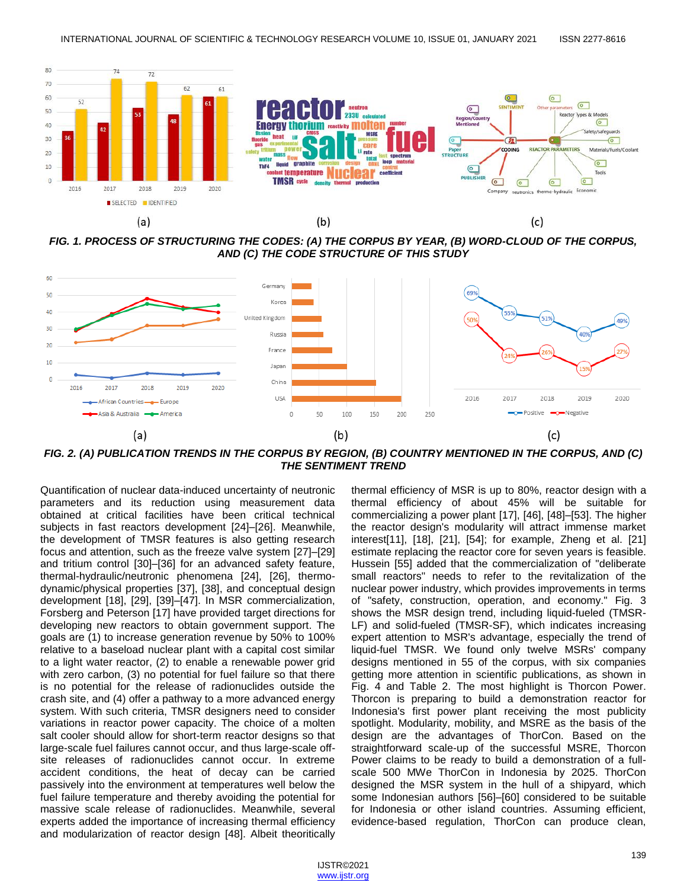FIG. 1. PROCESS OF STRUCTURING THE CODES: (A) THE CORPUS BY YEAR, (B) WORD-CLOUD OF THE CORPUS, AND (C) THE CODE STRUCTURE OF THIS STUDY

FIG. 2. (A) PUBLICATION TRENDS IN THE CORPUS BY REGION, (B) COUNTRY MENTIONED IN THE CORPUS, AND (C) THE SENTIMENT TREND

Quantification of nuclear data-induced uncertainty of neutronic parameters and its reduction using measurement data obtained at critical facilities have been critical technical subjects in fast reactors development [24]–[26]. Meanwhile, the development of TMSR features is also getting research focus and attention, such as the freeze valve system [27]–[29] and tritium control [30]–[36] for an advanced safety feature, thermal-hydraulic/neutronic phenomena [24], [26], thermo-dynamic/physical properties [37], [38], and conceptual design development [18], [29], [39]–[47]. In MSR commercialization, Forsberg and Peterson [17] have provided target directions for developing new reactors to obtain government support. The goals are (1) to increase generation revenue by 50% to 100% relative to a baseload nuclear plant with a capital cost similar to a light water reactor, (2) to enable a renewable power grid with zero carbon, (3) no potential for fuel failure so that there is no potential for the release of radionuclides outside the crash site, and (4) offer a pathway to a more advanced energy system. With such criteria, TMSR designers need to consider variations in reactor power capacity. The choice of a molten salt cooler should allow for short-term reactor designs so that large-scale fuel failures cannot occur, and thus large-scale off-site releases of radionuclides cannot occur. In extreme accident conditions, the heat of decay can be carried passively into the environment at temperatures well below the fuel failure temperature and thereby avoiding the potential for massive scale release of radionuclides. Meanwhile, several experts added the importance of increasing thermal efficiency and modularization of reactor design [48]. Albeit theoritically thermal efficiency of MSR is up to 80%, reactor design with a thermal efficiency of about 45% will be suitable for commercializing a power plant [17], [46], [48]–[53]. The higher the reactor design's modularity will attract immense market interest[11], [18], [21], [54]; for example, Zheng et al. [21] estimate replacing the reactor core for seven years is feasible. Hussein [55] added that the commercialization of "deliberate small reactors" needs to refer to the revitalization of the nuclear power industry, which provides improvements in terms of "safety, construction, operation, and economy." Fig. 3 shows the MSR design trend, including liquid-fueled (TMSR-LF) and solid-fueled (TMSR-SF), which indicates increasing expert attention to MSR's advantage, especially the trend of liquid-fuel TMSR. We found only twelve MSRs' company designs mentioned in 55 of the corpus, with six companies getting more attention in scientific publications, as shown in Fig. 4 and Table 2. The most highlight is Thorcon Power. Thorcon is preparing to build a demonstration reactor for Indonesia's first power plant receiving the most publicity spotlight. Modularity, mobility, and MSRE as the basis of the design are the advantages of ThorCon. Based on the straightforward scale-up of the successful MSRE, Thorcon Power claims to be ready to build a demonstration of a full-scale 500 MWe ThorCon in Indonesia by 2025. ThorCon designed the MSR system in the hull of a shipyard, which some Indonesian authors [56]–[60] considered to be suitable for Indonesia or other island countries. Assuming efficient, evidence-based regulation, ThorCon can produce clean,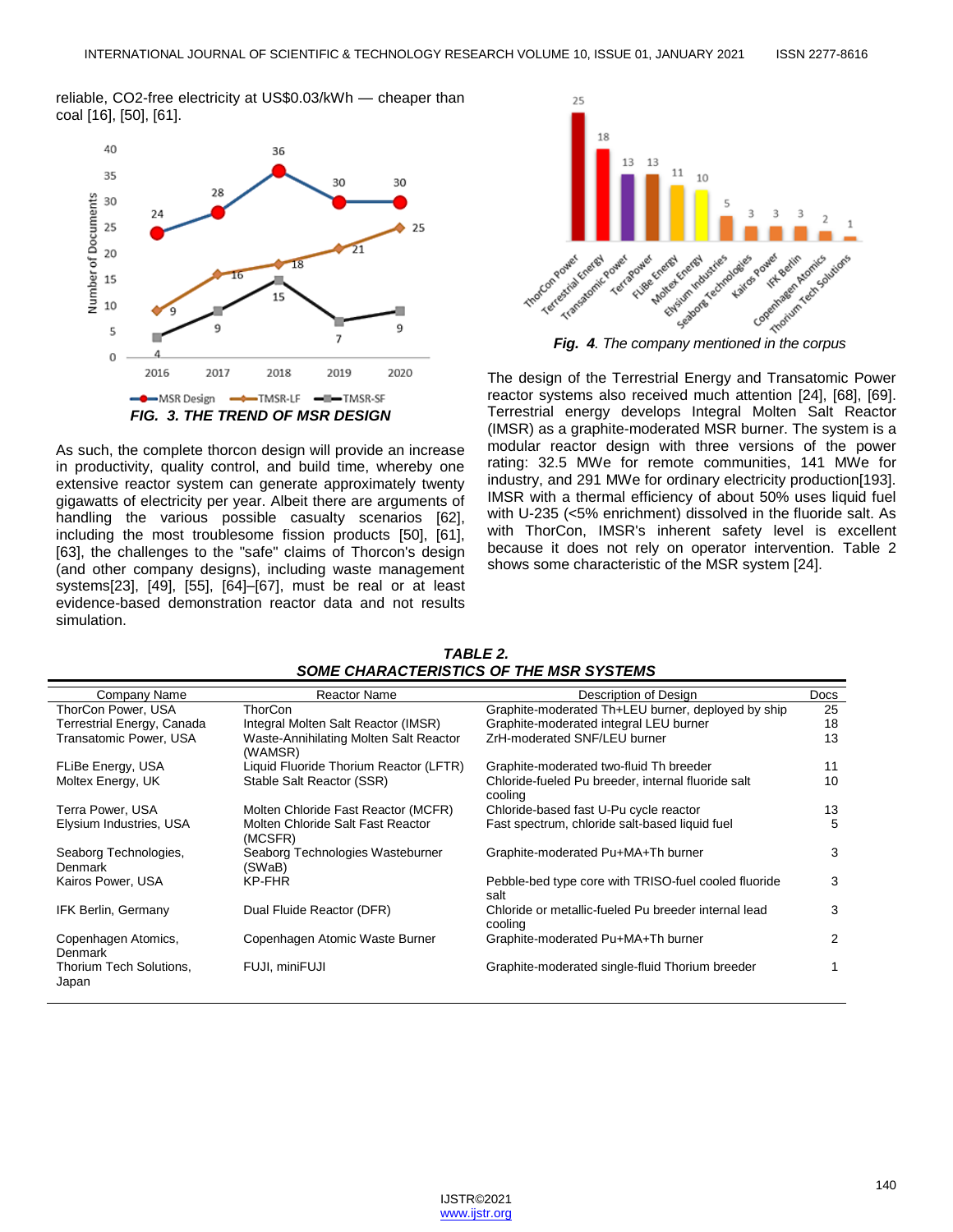reliable, $CO_2$-free electricity at US$0.03/kWh — cheaper than coal [16], [50], [61].

***FIG. 3. THE TREND OF MSR DESIGN***

As such, the complete thorcon design will provide an increase in productivity, quality control, and build time, whereby one extensive reactor system can generate approximately twenty gigawatts of electricity per year. Albeit there are arguments of handling the various possible casualty scenarios [62], including the most troublesome fission products [50], [61], [63], the challenges to the "safe" claims of Thorcon's design (and other company designs), including waste management systems[23], [49], [55], [64]–[67], must be real or at least evidence-based demonstration reactor data and not results simulation.

***Fig. 4****. The company mentioned in the corpus*

The design of the Terrestrial Energy and Transatomic Power reactor systems also received much attention [24], [68], [69]. Terrestrial energy develops Integral Molten Salt Reactor (IMSR) as a graphite-moderated MSR burner. The system is a modular reactor design with three versions of the power rating: 32.5 MWe for remote communities, 141 MWe for industry, and 291 MWe for ordinary electricity production[193]. IMSR with a thermal efficiency of about 50% uses liquid fuel with U-235 (<5% enrichment) dissolved in the fluoride salt. As with ThorCon, IMSR's inherent safety level is excellent because it does not rely on operator intervention. Table 2 shows some characteristic of the MSR system [24].

***TABLE 2.***
***SOME CHARACTERISTICS OF THE MSR SYSTEMS***

| Company Name | Reactor Name | Description of Design | Docs |
|---|---|---|---|
| ThorCon Power, USA | ThorCon | Graphite-moderated Th+LEU burner, deployed by ship | 25 |
| Terrestrial Energy, Canada | Integral Molten Salt Reactor (IMSR) | Graphite-moderated integral LEU burner | 18 |
| Transatomic Power, USA | Waste-Annihilating Molten Salt Reactor (WAMSR) | ZrH-moderated SNF/LEU burner | 13 |
| FLiBe Energy, USA | Liquid Fluoride Thorium Reactor (LFTR) | Graphite-moderated two-fluid Th breeder | 11 |
| Moltex Energy, UK | Stable Salt Reactor (SSR) | Chloride-fueled Pu breeder, internal fluoride salt cooling | 10 |
| Terra Power, USA | Molten Chloride Fast Reactor (MCFR) | Chloride-based fast U-Pu cycle reactor | 13 |
| Elysium Industries, USA | Molten Chloride Salt Fast Reactor (MCSFR) | Fast spectrum, chloride salt-based liquid fuel | 5 |
| Seaborg Technologies, Denmark | Seaborg Technologies Wasteburner (SWaB) | Graphite-moderated Pu+MA+Th burner | 3 |
| Kairos Power, USA | KP-FHR | Pebble-bed type core with TRISO-fuel cooled fluoride salt | 3 |
| IFK Berlin, Germany | Dual Fluide Reactor (DFR) | Chloride or metallic-fueled Pu breeder internal lead cooling | 3 |
| Copenhagen Atomics, Denmark | Copenhagen Atomic Waste Burner | Graphite-moderated Pu+MA+Th burner | 2 |
| Thorium Tech Solutions, Japan | FUJI, miniFUJI | Graphite-moderated single-fluid Thorium breeder | 1 |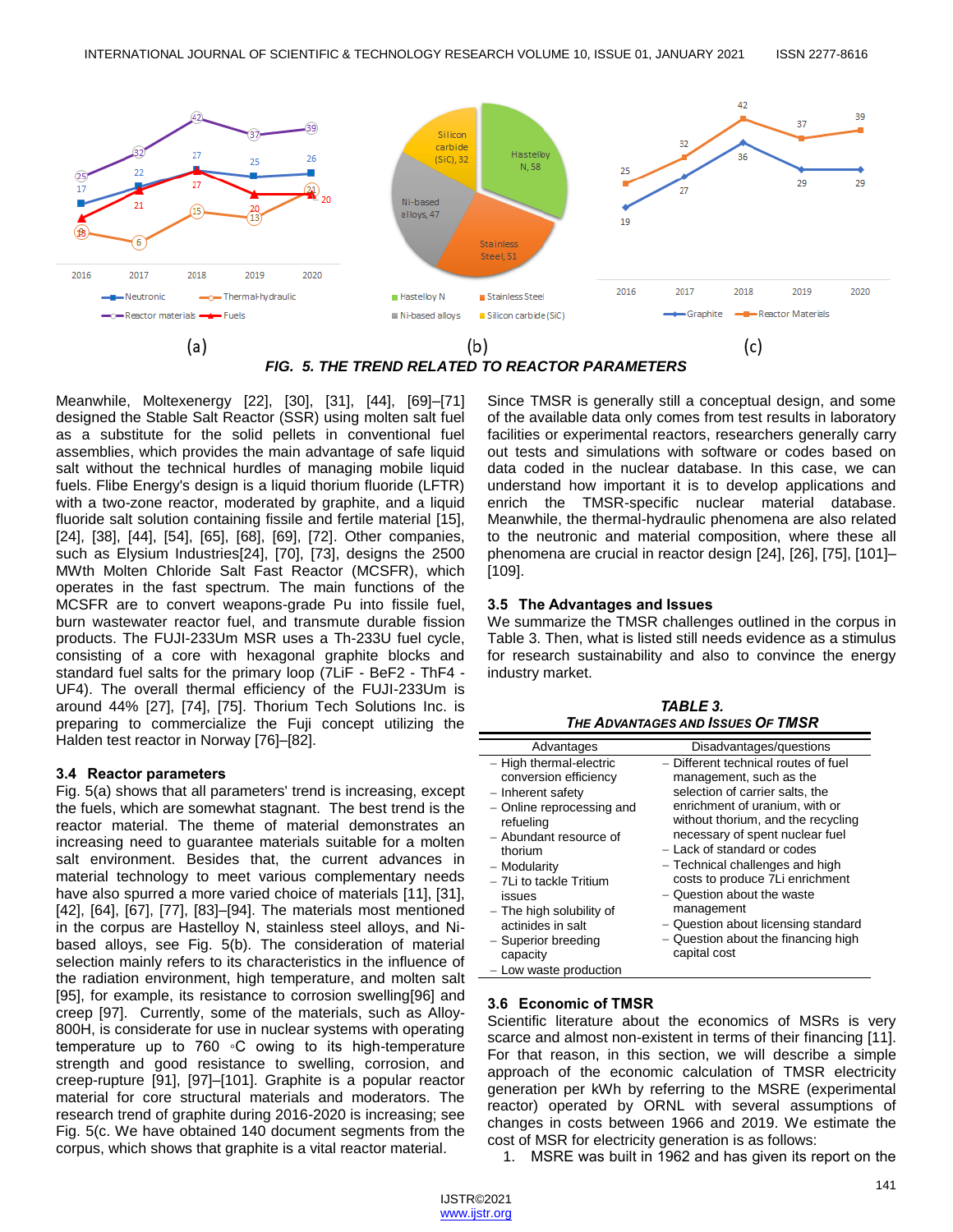FIG. 5. THE TREND RELATED TO REACTOR PARAMETERS

Meanwhile, Moltexenergy [22], [30], [31], [44], [69]–[71] designed the Stable Salt Reactor (SSR) using molten salt fuel as a substitute for the solid pellets in conventional fuel assemblies, which provides the main advantage of safe liquid salt without the technical hurdles of managing mobile liquid fuels. Flibe Energy's design is a liquid thorium fluoride (LFTR) with a two-zone reactor, moderated by graphite, and a liquid fluoride salt solution containing fissile and fertile material [15], [24], [38], [44], [54], [65], [68], [69], [72]. Other companies, such as Elysium Industries[24], [70], [73], designs the 2500 MWth Molten Chloride Salt Fast Reactor (MCSFR), which operates in the fast spectrum. The main functions of the MCSFR are to convert weapons-grade Pu into fissile fuel, burn wastewater reactor fuel, and transmute durable fission products. The FUJI-233Um MSR uses a Th-233U fuel cycle, consisting of a core with hexagonal graphite blocks and standard fuel salts for the primary loop (7LiF - BeF2 - ThF4 - UF4). The overall thermal efficiency of the FUJI-233Um is around 44% [27], [74], [75]. Thorium Tech Solutions Inc. is preparing to commercialize the Fuji concept utilizing the Halden test reactor in Norway [76]–[82].

### 3.4 Reactor parameters

Fig. 5(a) shows that all parameters' trend is increasing, except the fuels, which are somewhat stagnant. The best trend is the reactor material. The theme of material demonstrates an increasing need to guarantee materials suitable for a molten salt environment. Besides that, the current advances in material technology to meet various complementary needs have also spurred a more varied choice of materials [11], [31], [42], [64], [67], [77], [83]–[94]. The materials most mentioned in the corpus are Hastelloy N, stainless steel alloys, and Ni-based alloys, see Fig. 5(b). The consideration of material selection mainly refers to its characteristics in the influence of the radiation environment, high temperature, and molten salt [95], for example, its resistance to corrosion swelling[96] and creep [97]. Currently, some of the materials, such as Alloy-800H, is considerate for use in nuclear systems with operating temperature up to 760 ◦C owing to its high-temperature strength and good resistance to swelling, corrosion, and creep-rupture [91], [97]–[101]. Graphite is a popular reactor material for core structural materials and moderators. The research trend of graphite during 2016-2020 is increasing; see Fig. 5(c. We have obtained 140 document segments from the corpus, which shows that graphite is a vital reactor material.

Since TMSR is generally still a conceptual design, and some of the available data only comes from test results in laboratory facilities or experimental reactors, researchers generally carry out tests and simulations with software or codes based on data coded in the nuclear database. In this case, we can understand how important it is to develop applications and enrich the TMSR-specific nuclear material database. Meanwhile, the thermal-hydraulic phenomena are also related to the neutronic and material composition, where these all phenomena are crucial in reactor design [24], [26], [75], [101]–[109].

### 3.5 The Advantages and Issues

We summarize the TMSR challenges outlined in the corpus in Table 3. Then, what is listed still needs evidence as a stimulus for research sustainability and also to convince the energy industry market.

TABLE 3.
THE ADVANTAGES AND ISSUES OF TMSR

| Advantages | Disadvantages/questions |
|---|---|
| – High thermal-electric conversion efficiency<br>– Inherent safety<br>– Online reprocessing and refueling<br>– Abundant resource of thorium<br>– Modularity<br>– 7Li to tackle Tritium issues<br>– The high solubility of actinides in salt<br>– Superior breeding capacity<br>– Low waste production | – Different technical routes of fuel management, such as the selection of carrier salts, the enrichment of uranium, with or without thorium, and the recycling necessary of spent nuclear fuel<br>– Lack of standard or codes<br>– Technical challenges and high costs to produce 7Li enrichment<br>– Question about the waste management<br>– Question about licensing standard<br>– Question about the financing high capital cost |

### 3.6 Economic of TMSR

Scientific literature about the economics of MSRs is very scarce and almost non-existent in terms of their financing [11]. For that reason, in this section, we will describe a simple approach of the economic calculation of TMSR electricity generation per kWh by referring to the MSRE (experimental reactor) operated by ORNL with several assumptions of changes in costs between 1966 and 2019. We estimate the cost of MSR for electricity generation is as follows:

1. MSRE was built in 1962 and has given its report on the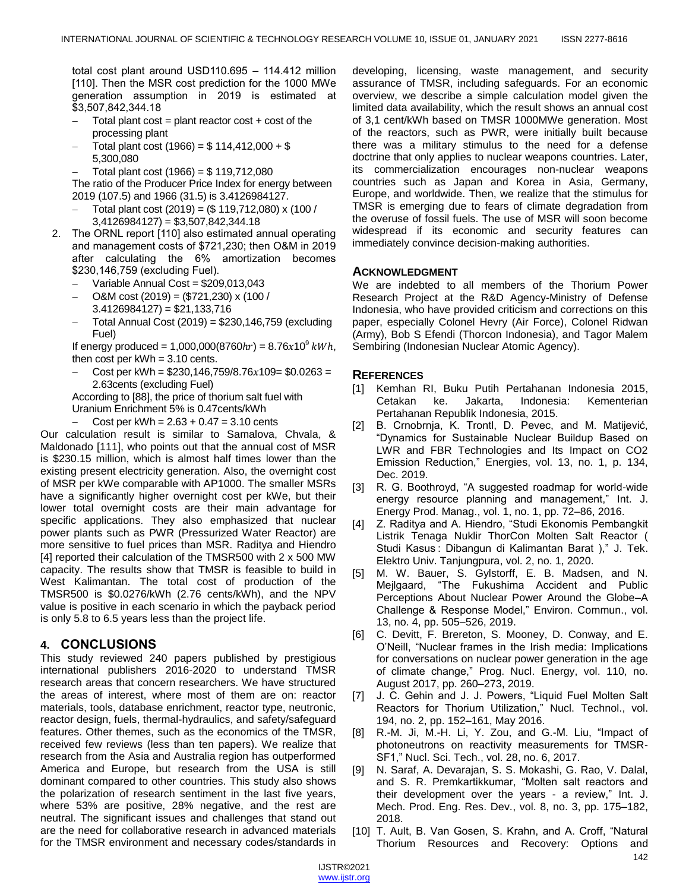total cost plant around USD110.695 – 114.412 million [110]. Then the MSR cost prediction for the 1000 MWe generation assumption in 2019 is estimated at $3,507,842,344.18

- Total plant cost = plant reactor cost + cost of the processing plant
- Total plant cost (1966) = $ 114,412,000 + $ 5,300,080
- Total plant cost (1966) = $ 119,712,080

The ratio of the Producer Price Index for energy between 2019 (107.5) and 1966 (31.5) is 3.4126984127.

- Total plant cost (2019) = ($ 119,712,080) x (100 / 3,4126984127) = $3,507,842,344.18

2. The ORNL report [110] also estimated annual operating and management costs of $721,230; then O&M in 2019 after calculating the 6% amortization becomes $230,146,759 (excluding Fuel).
   - Variable Annual Cost = $209,013,043
   - O&M cost (2019) = ($721,230) x (100 / 3.4126984127) = $21,133,716
   - Total Annual Cost (2019) = $230,146,759 (excluding Fuel)

   If energy produced = 1,000,000(8760$hr$) = 8.76$x$10$^9$ $kWh$, then cost per kWh = 3.10 cents.

   - Cost per kWh = $230,146,759/8.76$x$109= $0.0263 = 2.63cents (excluding Fuel)

   According to [88], the price of thorium salt fuel with Uranium Enrichment 5% is 0.47cents/kWh

   - Cost per kWh = 2.63 + 0.47 = 3.10 cents

Our calculation result is similar to Samalova, Chvala, & Maldonado [111], who points out that the annual cost of MSR is $230.15 million, which is almost half times lower than the existing present electricity generation. Also, the overnight cost of MSR per kWe comparable with AP1000. The smaller MSRs have a significantly higher overnight cost per kWe, but their lower total overnight costs are their main advantage for specific applications. They also emphasized that nuclear power plants such as PWR (Pressurized Water Reactor) are more sensitive to fuel prices than MSR. Raditya and Hiendro [4] reported their calculation of the TMSR500 with 2 x 500 MW capacity. The results show that TMSR is feasible to build in West Kalimantan. The total cost of production of the TMSR500 is $0.0276/kWh (2.76 cents/kWh), and the NPV value is positive in each scenario in which the payback period is only 5.8 to 6.5 years less than the project life.

## 4. CONCLUSIONS

This study reviewed 240 papers published by prestigious international publishers 2016-2020 to understand TMSR research areas that concern researchers. We have structured the areas of interest, where most of them are on: reactor materials, tools, database enrichment, reactor type, neutronic, reactor design, fuels, thermal-hydraulics, and safety/safeguard features. Other themes, such as the economics of the TMSR, received few reviews (less than ten papers). We realize that research from the Asia and Australia region has outperformed America and Europe, but research from the USA is still dominant compared to other countries. This study also shows the polarization of research sentiment in the last five years, where 53% are positive, 28% negative, and the rest are neutral. The significant issues and challenges that stand out are the need for collaborative research in advanced materials for the TMSR environment and necessary codes/standards in developing, licensing, waste management, and security assurance of TMSR, including safeguards. For an economic overview, we describe a simple calculation model given the limited data availability, which the result shows an annual cost of 3,1 cent/kWh based on TMSR 1000MWe generation. Most of the reactors, such as PWR, were initially built because there was a military stimulus to the need for a defense doctrine that only applies to nuclear weapons countries. Later, its commercialization encourages non-nuclear weapons countries such as Japan and Korea in Asia, Germany, Europe, and worldwide. Then, we realize that the stimulus for TMSR is emerging due to fears of climate degradation from the overuse of fossil fuels. The use of MSR will soon become widespread if its economic and security features can immediately convince decision-making authorities.

## ACKNOWLEDGMENT

We are indebted to all members of the Thorium Power Research Project at the R&D Agency-Ministry of Defense Indonesia, who have provided criticism and corrections on this paper, especially Colonel Hevry (Air Force), Colonel Ridwan (Army), Bob S Efendi (Thorcon Indonesia), and Tagor Malem Sembiring (Indonesian Nuclear Atomic Agency).

## REFERENCES

[1] Kemhan RI, Buku Putih Pertahanan Indonesia 2015, Cetakan ke. Jakarta, Indonesia: Kementerian Pertahanan Republik Indonesia, 2015.

[2] B. Crnobrnja, K. Trontl, D. Pevec, and M. Matijević, "Dynamics for Sustainable Nuclear Buildup Based on LWR and FBR Technologies and Its Impact on CO2 Emission Reduction," Energies, vol. 13, no. 1, p. 134, Dec. 2019.

[3] R. G. Boothroyd, "A suggested roadmap for world-wide energy resource planning and management," Int. J. Energy Prod. Manag., vol. 1, no. 1, pp. 72–86, 2016.

[4] Z. Raditya and A. Hiendro, "Studi Ekonomis Pembangkit Listrik Tenaga Nuklir ThorCon Molten Salt Reactor ( Studi Kasus : Dibangun di Kalimantan Barat )," J. Tek. Elektro Univ. Tanjungpura, vol. 2, no. 1, 2020.

[5] M. W. Bauer, S. Gylstorff, E. B. Madsen, and N. Mejlgaard, "The Fukushima Accident and Public Perceptions About Nuclear Power Around the Globe–A Challenge & Response Model," Environ. Commun., vol. 13, no. 4, pp. 505–526, 2019.

[6] C. Devitt, F. Brereton, S. Mooney, D. Conway, and E. O'Neill, "Nuclear frames in the Irish media: Implications for conversations on nuclear power generation in the age of climate change," Prog. Nucl. Energy, vol. 110, no. August 2017, pp. 260–273, 2019.

[7] J. C. Gehin and J. J. Powers, "Liquid Fuel Molten Salt Reactors for Thorium Utilization," Nucl. Technol., vol. 194, no. 2, pp. 152–161, May 2016.

[8] R.-M. Ji, M.-H. Li, Y. Zou, and G.-M. Liu, "Impact of photoneutrons on reactivity measurements for TMSR-SF1," Nucl. Sci. Tech., vol. 28, no. 6, 2017.

[9] N. Saraf, A. Devarajan, S. S. Mokashi, G. Rao, V. Dalal, and S. R. Premkartikkumar, "Molten salt reactors and their development over the years - a review," Int. J. Mech. Prod. Eng. Res. Dev., vol. 8, no. 3, pp. 175–182, 2018.

[10] T. Ault, B. Van Gosen, S. Krahn, and A. Croff, "Natural Thorium Resources and Recovery: Options and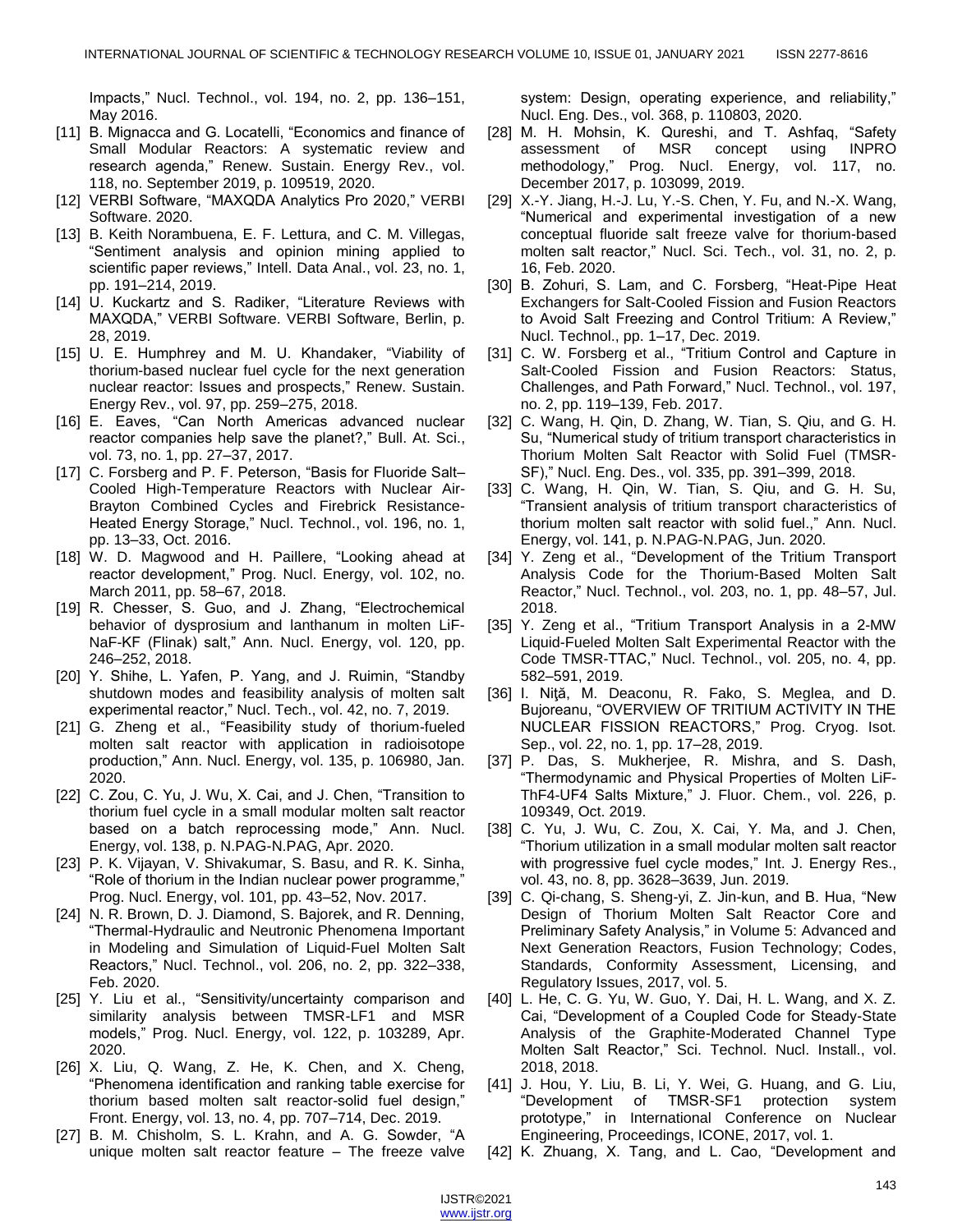Impacts," Nucl. Technol., vol. 194, no. 2, pp. 136–151, May 2016.

[11] B. Mignacca and G. Locatelli, "Economics and finance of Small Modular Reactors: A systematic review and research agenda," Renew. Sustain. Energy Rev., vol. 118, no. September 2019, p. 109519, 2020.

[12] VERBI Software, "MAXQDA Analytics Pro 2020," VERBI Software. 2020.

[13] B. Keith Norambuena, E. F. Lettura, and C. M. Villegas, "Sentiment analysis and opinion mining applied to scientific paper reviews," Intell. Data Anal., vol. 23, no. 1, pp. 191–214, 2019.

[14] U. Kuckartz and S. Radiker, "Literature Reviews with MAXQDA," VERBI Software. VERBI Software, Berlin, p. 28, 2019.

[15] U. E. Humphrey and M. U. Khandaker, "Viability of thorium-based nuclear fuel cycle for the next generation nuclear reactor: Issues and prospects," Renew. Sustain. Energy Rev., vol. 97, pp. 259–275, 2018.

[16] E. Eaves, "Can North Americas advanced nuclear reactor companies help save the planet?," Bull. At. Sci., vol. 73, no. 1, pp. 27–37, 2017.

[17] C. Forsberg and P. F. Peterson, "Basis for Fluoride Salt–Cooled High-Temperature Reactors with Nuclear Air-Brayton Combined Cycles and Firebrick Resistance-Heated Energy Storage," Nucl. Technol., vol. 196, no. 1, pp. 13–33, Oct. 2016.

[18] W. D. Magwood and H. Paillere, "Looking ahead at reactor development," Prog. Nucl. Energy, vol. 102, no. March 2011, pp. 58–67, 2018.

[19] R. Chesser, S. Guo, and J. Zhang, "Electrochemical behavior of dysprosium and lanthanum in molten LiF-NaF-KF (Flinak) salt," Ann. Nucl. Energy, vol. 120, pp. 246–252, 2018.

[20] Y. Shihe, L. Yafen, P. Yang, and J. Ruimin, "Standby shutdown modes and feasibility analysis of molten salt experimental reactor," Nucl. Tech., vol. 42, no. 7, 2019.

[21] G. Zheng et al., "Feasibility study of thorium-fueled molten salt reactor with application in radioisotope production," Ann. Nucl. Energy, vol. 135, p. 106980, Jan. 2020.

[22] C. Zou, C. Yu, J. Wu, X. Cai, and J. Chen, "Transition to thorium fuel cycle in a small modular molten salt reactor based on a batch reprocessing mode," Ann. Nucl. Energy, vol. 138, p. N.PAG-N.PAG, Apr. 2020.

[23] P. K. Vijayan, V. Shivakumar, S. Basu, and R. K. Sinha, "Role of thorium in the Indian nuclear power programme," Prog. Nucl. Energy, vol. 101, pp. 43–52, Nov. 2017.

[24] N. R. Brown, D. J. Diamond, S. Bajorek, and R. Denning, "Thermal-Hydraulic and Neutronic Phenomena Important in Modeling and Simulation of Liquid-Fuel Molten Salt Reactors," Nucl. Technol., vol. 206, no. 2, pp. 322–338, Feb. 2020.

[25] Y. Liu et al., "Sensitivity/uncertainty comparison and similarity analysis between TMSR-LF1 and MSR models," Prog. Nucl. Energy, vol. 122, p. 103289, Apr. 2020.

[26] X. Liu, Q. Wang, Z. He, K. Chen, and X. Cheng, "Phenomena identification and ranking table exercise for thorium based molten salt reactor-solid fuel design," Front. Energy, vol. 13, no. 4, pp. 707–714, Dec. 2019.

[27] B. M. Chisholm, S. L. Krahn, and A. G. Sowder, "A unique molten salt reactor feature – The freeze valve system: Design, operating experience, and reliability," Nucl. Eng. Des., vol. 368, p. 110803, 2020.

[28] M. H. Mohsin, K. Qureshi, and T. Ashfaq, "Safety assessment of MSR concept using INPRO methodology," Prog. Nucl. Energy, vol. 117, no. December 2017, p. 103099, 2019.

[29] X.-Y. Jiang, H.-J. Lu, Y.-S. Chen, Y. Fu, and N.-X. Wang, "Numerical and experimental investigation of a new conceptual fluoride salt freeze valve for thorium-based molten salt reactor," Nucl. Sci. Tech., vol. 31, no. 2, p. 16, Feb. 2020.

[30] B. Zohuri, S. Lam, and C. Forsberg, "Heat-Pipe Heat Exchangers for Salt-Cooled Fission and Fusion Reactors to Avoid Salt Freezing and Control Tritium: A Review," Nucl. Technol., pp. 1–17, Dec. 2019.

[31] C. W. Forsberg et al., "Tritium Control and Capture in Salt-Cooled Fission and Fusion Reactors: Status, Challenges, and Path Forward," Nucl. Technol., vol. 197, no. 2, pp. 119–139, Feb. 2017.

[32] C. Wang, H. Qin, D. Zhang, W. Tian, S. Qiu, and G. H. Su, "Numerical study of tritium transport characteristics in Thorium Molten Salt Reactor with Solid Fuel (TMSR-SF)," Nucl. Eng. Des., vol. 335, pp. 391–399, 2018.

[33] C. Wang, H. Qin, W. Tian, S. Qiu, and G. H. Su, "Transient analysis of tritium transport characteristics of thorium molten salt reactor with solid fuel.," Ann. Nucl. Energy, vol. 141, p. N.PAG-N.PAG, Jun. 2020.

[34] Y. Zeng et al., "Development of the Tritium Transport Analysis Code for the Thorium-Based Molten Salt Reactor," Nucl. Technol., vol. 203, no. 1, pp. 48–57, Jul. 2018.

[35] Y. Zeng et al., "Tritium Transport Analysis in a 2-MW Liquid-Fueled Molten Salt Experimental Reactor with the Code TMSR-TTAC," Nucl. Technol., vol. 205, no. 4, pp. 582–591, 2019.

[36] I. Niţă, M. Deaconu, R. Fako, S. Meglea, and D. Bujoreanu, "OVERVIEW OF TRITIUM ACTIVITY IN THE NUCLEAR FISSION REACTORS," Prog. Cryog. Isot. Sep., vol. 22, no. 1, pp. 17–28, 2019.

[37] P. Das, S. Mukherjee, R. Mishra, and S. Dash, "Thermodynamic and Physical Properties of Molten LiF-ThF4-UF4 Salts Mixture," J. Fluor. Chem., vol. 226, p. 109349, Oct. 2019.

[38] C. Yu, J. Wu, C. Zou, X. Cai, Y. Ma, and J. Chen, "Thorium utilization in a small modular molten salt reactor with progressive fuel cycle modes," Int. J. Energy Res., vol. 43, no. 8, pp. 3628–3639, Jun. 2019.

[39] C. Qi-chang, S. Sheng-yi, Z. Jin-kun, and B. Hua, "New Design of Thorium Molten Salt Reactor Core and Preliminary Safety Analysis," in Volume 5: Advanced and Next Generation Reactors, Fusion Technology; Codes, Standards, Conformity Assessment, Licensing, and Regulatory Issues, 2017, vol. 5.

[40] L. He, C. G. Yu, W. Guo, Y. Dai, H. L. Wang, and X. Z. Cai, "Development of a Coupled Code for Steady-State Analysis of the Graphite-Moderated Channel Type Molten Salt Reactor," Sci. Technol. Nucl. Install., vol. 2018, 2018.

[41] J. Hou, Y. Liu, B. Li, Y. Wei, G. Huang, and G. Liu, "Development of TMSR-SF1 protection system prototype," in International Conference on Nuclear Engineering, Proceedings, ICONE, 2017, vol. 1.

[42] K. Zhuang, X. Tang, and L. Cao, "Development and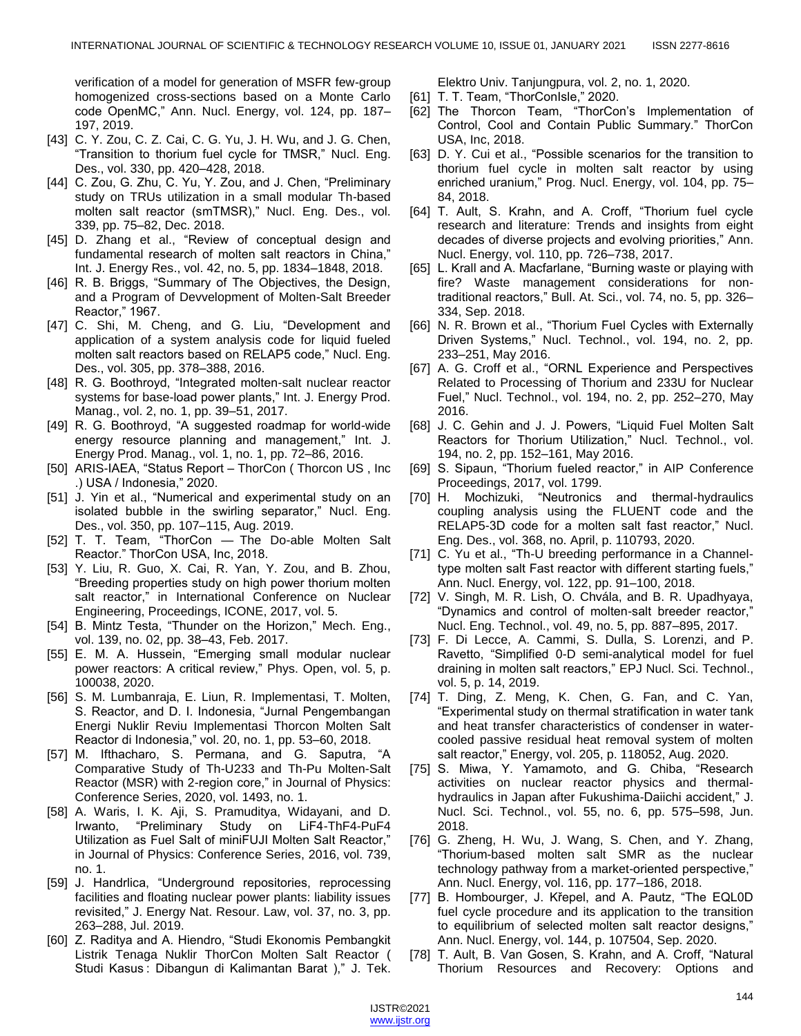verification of a model for generation of MSFR few-group homogenized cross-sections based on a Monte Carlo code OpenMC," Ann. Nucl. Energy, vol. 124, pp. 187–197, 2019.

[43] C. Y. Zou, C. Z. Cai, C. G. Yu, J. H. Wu, and J. G. Chen, "Transition to thorium fuel cycle for TMSR," Nucl. Eng. Des., vol. 330, pp. 420–428, 2018.

[44] C. Zou, G. Zhu, C. Yu, Y. Zou, and J. Chen, "Preliminary study on TRUs utilization in a small modular Th-based molten salt reactor (smTMSR)," Nucl. Eng. Des., vol. 339, pp. 75–82, Dec. 2018.

[45] D. Zhang et al., "Review of conceptual design and fundamental research of molten salt reactors in China," Int. J. Energy Res., vol. 42, no. 5, pp. 1834–1848, 2018.

[46] R. B. Briggs, "Summary of The Objectives, the Design, and a Program of Devvelopment of Molten-Salt Breeder Reactor," 1967.

[47] C. Shi, M. Cheng, and G. Liu, "Development and application of a system analysis code for liquid fueled molten salt reactors based on RELAP5 code," Nucl. Eng. Des., vol. 305, pp. 378–388, 2016.

[48] R. G. Boothroyd, "Integrated molten-salt nuclear reactor systems for base-load power plants," Int. J. Energy Prod. Manag., vol. 2, no. 1, pp. 39–51, 2017.

[49] R. G. Boothroyd, "A suggested roadmap for world-wide energy resource planning and management," Int. J. Energy Prod. Manag., vol. 1, no. 1, pp. 72–86, 2016.

[50] ARIS-IAEA, "Status Report – ThorCon ( Thorcon US , Inc .) USA / Indonesia," 2020.

[51] J. Yin et al., "Numerical and experimental study on an isolated bubble in the swirling separator," Nucl. Eng. Des., vol. 350, pp. 107–115, Aug. 2019.

[52] T. T. Team, "ThorCon — The Do-able Molten Salt Reactor." ThorCon USA, Inc, 2018.

[53] Y. Liu, R. Guo, X. Cai, R. Yan, Y. Zou, and B. Zhou, "Breeding properties study on high power thorium molten salt reactor," in International Conference on Nuclear Engineering, Proceedings, ICONE, 2017, vol. 5.

[54] B. Mintz Testa, "Thunder on the Horizon," Mech. Eng., vol. 139, no. 02, pp. 38–43, Feb. 2017.

[55] E. M. A. Hussein, "Emerging small modular nuclear power reactors: A critical review," Phys. Open, vol. 5, p. 100038, 2020.

[56] S. M. Lumbanraja, E. Liun, R. Implementasi, T. Molten, S. Reactor, and D. I. Indonesia, "Jurnal Pengembangan Energi Nuklir Reviu Implementasi Thorcon Molten Salt Reactor di Indonesia," vol. 20, no. 1, pp. 53–60, 2018.

[57] M. Ifthacharo, S. Permana, and G. Saputra, "A Comparative Study of Th-U233 and Th-Pu Molten-Salt Reactor (MSR) with 2-region core," in Journal of Physics: Conference Series, 2020, vol. 1493, no. 1.

[58] A. Waris, I. K. Aji, S. Pramuditya, Widayani, and D. Irwanto, "Preliminary Study on LiF4-ThF4-PuF4 Utilization as Fuel Salt of miniFUJI Molten Salt Reactor," in Journal of Physics: Conference Series, 2016, vol. 739, no. 1.

[59] J. Handrlica, "Underground repositories, reprocessing facilities and floating nuclear power plants: liability issues revisited," J. Energy Nat. Resour. Law, vol. 37, no. 3, pp. 263–288, Jul. 2019.

[60] Z. Raditya and A. Hiendro, "Studi Ekonomis Pembangkit Listrik Tenaga Nuklir ThorCon Molten Salt Reactor ( Studi Kasus : Dibangun di Kalimantan Barat )," J. Tek. Elektro Univ. Tanjungpura, vol. 2, no. 1, 2020.

[61] T. T. Team, "ThorConIsle," 2020.

[62] The Thorcon Team, "ThorCon's Implementation of Control, Cool and Contain Public Summary." ThorCon USA, Inc, 2018.

[63] D. Y. Cui et al., "Possible scenarios for the transition to thorium fuel cycle in molten salt reactor by using enriched uranium," Prog. Nucl. Energy, vol. 104, pp. 75–84, 2018.

[64] T. Ault, S. Krahn, and A. Croff, "Thorium fuel cycle research and literature: Trends and insights from eight decades of diverse projects and evolving priorities," Ann. Nucl. Energy, vol. 110, pp. 726–738, 2017.

[65] L. Krall and A. Macfarlane, "Burning waste or playing with fire? Waste management considerations for non-traditional reactors," Bull. At. Sci., vol. 74, no. 5, pp. 326–334, Sep. 2018.

[66] N. R. Brown et al., "Thorium Fuel Cycles with Externally Driven Systems," Nucl. Technol., vol. 194, no. 2, pp. 233–251, May 2016.

[67] A. G. Croff et al., "ORNL Experience and Perspectives Related to Processing of Thorium and 233U for Nuclear Fuel," Nucl. Technol., vol. 194, no. 2, pp. 252–270, May 2016.

[68] J. C. Gehin and J. J. Powers, "Liquid Fuel Molten Salt Reactors for Thorium Utilization," Nucl. Technol., vol. 194, no. 2, pp. 152–161, May 2016.

[69] S. Sipaun, "Thorium fueled reactor," in AIP Conference Proceedings, 2017, vol. 1799.

[70] H. Mochizuki, "Neutronics and thermal-hydraulics coupling analysis using the FLUENT code and the RELAP5-3D code for a molten salt fast reactor," Nucl. Eng. Des., vol. 368, no. April, p. 110793, 2020.

[71] C. Yu et al., "Th-U breeding performance in a Channel-type molten salt Fast reactor with different starting fuels," Ann. Nucl. Energy, vol. 122, pp. 91–100, 2018.

[72] V. Singh, M. R. Lish, O. Chvála, and B. R. Upadhyaya, "Dynamics and control of molten-salt breeder reactor," Nucl. Eng. Technol., vol. 49, no. 5, pp. 887–895, 2017.

[73] F. Di Lecce, A. Cammi, S. Dulla, S. Lorenzi, and P. Ravetto, "Simplified 0-D semi-analytical model for fuel draining in molten salt reactors," EPJ Nucl. Sci. Technol., vol. 5, p. 14, 2019.

[74] T. Ding, Z. Meng, K. Chen, G. Fan, and C. Yan, "Experimental study on thermal stratification in water tank and heat transfer characteristics of condenser in water-cooled passive residual heat removal system of molten salt reactor," Energy, vol. 205, p. 118052, Aug. 2020.

[75] S. Miwa, Y. Yamamoto, and G. Chiba, "Research activities on nuclear reactor physics and thermal-hydraulics in Japan after Fukushima-Daiichi accident," J. Nucl. Sci. Technol., vol. 55, no. 6, pp. 575–598, Jun. 2018.

[76] G. Zheng, H. Wu, J. Wang, S. Chen, and Y. Zhang, "Thorium-based molten salt SMR as the nuclear technology pathway from a market-oriented perspective," Ann. Nucl. Energy, vol. 116, pp. 177–186, 2018.

[77] B. Hombourger, J. Křepel, and A. Pautz, "The EQL0D fuel cycle procedure and its application to the transition to equilibrium of selected molten salt reactor designs," Ann. Nucl. Energy, vol. 144, p. 107504, Sep. 2020.

[78] T. Ault, B. Van Gosen, S. Krahn, and A. Croff, "Natural Thorium Resources and Recovery: Options and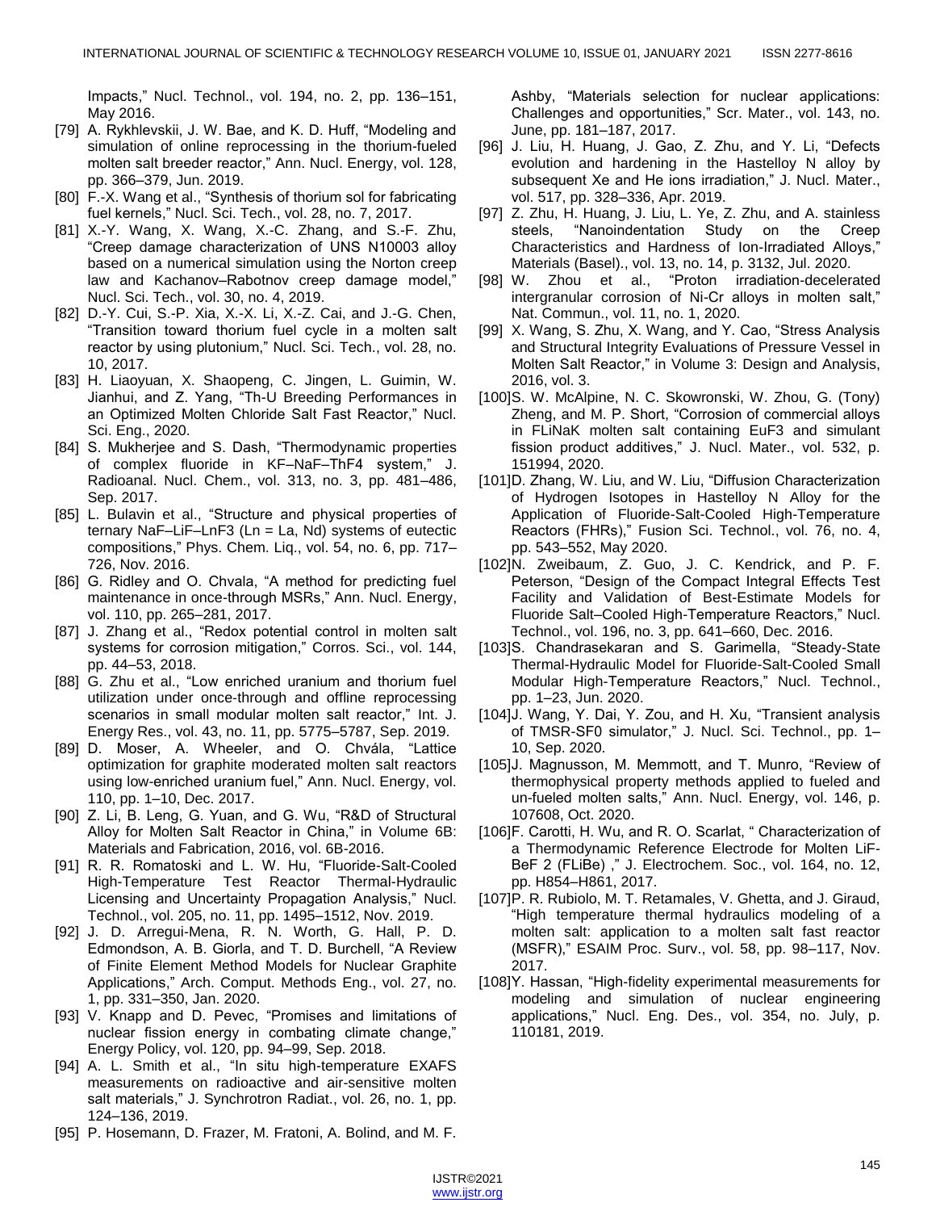Impacts," Nucl. Technol., vol. 194, no. 2, pp. 136–151, May 2016.

[79] A. Rykhlevskii, J. W. Bae, and K. D. Huff, "Modeling and simulation of online reprocessing in the thorium-fueled molten salt breeder reactor," Ann. Nucl. Energy, vol. 128, pp. 366–379, Jun. 2019.

[80] F.-X. Wang et al., "Synthesis of thorium sol for fabricating fuel kernels," Nucl. Sci. Tech., vol. 28, no. 7, 2017.

[81] X.-Y. Wang, X. Wang, X.-C. Zhang, and S.-F. Zhu, "Creep damage characterization of UNS N10003 alloy based on a numerical simulation using the Norton creep law and Kachanov–Rabotnov creep damage model," Nucl. Sci. Tech., vol. 30, no. 4, 2019.

[82] D.-Y. Cui, S.-P. Xia, X.-X. Li, X.-Z. Cai, and J.-G. Chen, "Transition toward thorium fuel cycle in a molten salt reactor by using plutonium," Nucl. Sci. Tech., vol. 28, no. 10, 2017.

[83] H. Liaoyuan, X. Shaopeng, C. Jingen, L. Guimin, W. Jianhui, and Z. Yang, "Th-U Breeding Performances in an Optimized Molten Chloride Salt Fast Reactor," Nucl. Sci. Eng., 2020.

[84] S. Mukherjee and S. Dash, "Thermodynamic properties of complex fluoride in KF–NaF–ThF4 system," J. Radioanal. Nucl. Chem., vol. 313, no. 3, pp. 481–486, Sep. 2017.

[85] L. Bulavin et al., "Structure and physical properties of ternary NaF–LiF–LnF3 (Ln = La, Nd) systems of eutectic compositions," Phys. Chem. Liq., vol. 54, no. 6, pp. 717–726, Nov. 2016.

[86] G. Ridley and O. Chvala, "A method for predicting fuel maintenance in once-through MSRs," Ann. Nucl. Energy, vol. 110, pp. 265–281, 2017.

[87] J. Zhang et al., "Redox potential control in molten salt systems for corrosion mitigation," Corros. Sci., vol. 144, pp. 44–53, 2018.

[88] G. Zhu et al., "Low enriched uranium and thorium fuel utilization under once-through and offline reprocessing scenarios in small modular molten salt reactor," Int. J. Energy Res., vol. 43, no. 11, pp. 5775–5787, Sep. 2019.

[89] D. Moser, A. Wheeler, and O. Chvála, "Lattice optimization for graphite moderated molten salt reactors using low-enriched uranium fuel," Ann. Nucl. Energy, vol. 110, pp. 1–10, Dec. 2017.

[90] Z. Li, B. Leng, G. Yuan, and G. Wu, "R&D of Structural Alloy for Molten Salt Reactor in China," in Volume 6B: Materials and Fabrication, 2016, vol. 6B-2016.

[91] R. R. Romatoski and L. W. Hu, "Fluoride-Salt-Cooled High-Temperature Test Reactor Thermal-Hydraulic Licensing and Uncertainty Propagation Analysis," Nucl. Technol., vol. 205, no. 11, pp. 1495–1512, Nov. 2019.

[92] J. D. Arregui-Mena, R. N. Worth, G. Hall, P. D. Edmondson, A. B. Giorla, and T. D. Burchell, "A Review of Finite Element Method Models for Nuclear Graphite Applications," Arch. Comput. Methods Eng., vol. 27, no. 1, pp. 331–350, Jan. 2020.

[93] V. Knapp and D. Pevec, "Promises and limitations of nuclear fission energy in combating climate change," Energy Policy, vol. 120, pp. 94–99, Sep. 2018.

[94] A. L. Smith et al., "In situ high-temperature EXAFS measurements on radioactive and air-sensitive molten salt materials," J. Synchrotron Radiat., vol. 26, no. 1, pp. 124–136, 2019.

[95] P. Hosemann, D. Frazer, M. Fratoni, A. Bolind, and M. F. Ashby, "Materials selection for nuclear applications: Challenges and opportunities," Scr. Mater., vol. 143, no. June, pp. 181–187, 2017.

[96] J. Liu, H. Huang, J. Gao, Z. Zhu, and Y. Li, "Defects evolution and hardening in the Hastelloy N alloy by subsequent Xe and He ions irradiation," J. Nucl. Mater., vol. 517, pp. 328–336, Apr. 2019.

[97] Z. Zhu, H. Huang, J. Liu, L. Ye, Z. Zhu, and A. stainless steels, "Nanoindentation Study on the Creep Characteristics and Hardness of Ion-Irradiated Alloys," Materials (Basel)., vol. 13, no. 14, p. 3132, Jul. 2020.

[98] W. Zhou et al., "Proton irradiation-decelerated intergranular corrosion of Ni-Cr alloys in molten salt," Nat. Commun., vol. 11, no. 1, 2020.

[99] X. Wang, S. Zhu, X. Wang, and Y. Cao, "Stress Analysis and Structural Integrity Evaluations of Pressure Vessel in Molten Salt Reactor," in Volume 3: Design and Analysis, 2016, vol. 3.

[100] S. W. McAlpine, N. C. Skowronski, W. Zhou, G. (Tony) Zheng, and M. P. Short, "Corrosion of commercial alloys in FLiNaK molten salt containing EuF3 and simulant fission product additives," J. Nucl. Mater., vol. 532, p. 151994, 2020.

[101] D. Zhang, W. Liu, and W. Liu, "Diffusion Characterization of Hydrogen Isotopes in Hastelloy N Alloy for the Application of Fluoride-Salt-Cooled High-Temperature Reactors (FHRs)," Fusion Sci. Technol., vol. 76, no. 4, pp. 543–552, May 2020.

[102] N. Zweibaum, Z. Guo, J. C. Kendrick, and P. F. Peterson, "Design of the Compact Integral Effects Test Facility and Validation of Best-Estimate Models for Fluoride Salt–Cooled High-Temperature Reactors," Nucl. Technol., vol. 196, no. 3, pp. 641–660, Dec. 2016.

[103] S. Chandrasekaran and S. Garimella, "Steady-State Thermal-Hydraulic Model for Fluoride-Salt-Cooled Small Modular High-Temperature Reactors," Nucl. Technol., pp. 1–23, Jun. 2020.

[104] J. Wang, Y. Dai, Y. Zou, and H. Xu, "Transient analysis of TMSR-SF0 simulator," J. Nucl. Sci. Technol., pp. 1–10, Sep. 2020.

[105] J. Magnusson, M. Memmott, and T. Munro, "Review of thermophysical property methods applied to fueled and un-fueled molten salts," Ann. Nucl. Energy, vol. 146, p. 107608, Oct. 2020.

[106] F. Carotti, H. Wu, and R. O. Scarlat, " Characterization of a Thermodynamic Reference Electrode for Molten LiF-BeF 2 (FLiBe) ," J. Electrochem. Soc., vol. 164, no. 12, pp. H854–H861, 2017.

[107] P. R. Rubiolo, M. T. Retamales, V. Ghetta, and J. Giraud, "High temperature thermal hydraulics modeling of a molten salt: application to a molten salt fast reactor (MSFR)," ESAIM Proc. Surv., vol. 58, pp. 98–117, Nov. 2017.

[108] Y. Hassan, "High-fidelity experimental measurements for modeling and simulation of nuclear engineering applications," Nucl. Eng. Des., vol. 354, no. July, p. 110181, 2019.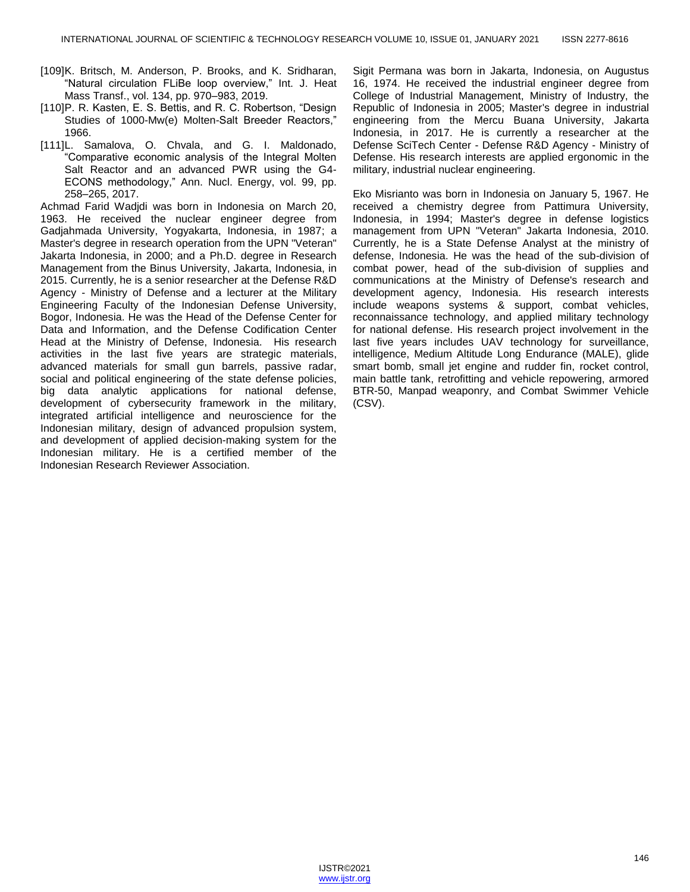[109]K. Britsch, M. Anderson, P. Brooks, and K. Sridharan, "Natural circulation FLiBe loop overview," Int. J. Heat Mass Transf., vol. 134, pp. 970–983, 2019.

[110]P. R. Kasten, E. S. Bettis, and R. C. Robertson, "Design Studies of 1000-Mw(e) Molten-Salt Breeder Reactors," 1966.

[111]L. Samalova, O. Chvala, and G. I. Maldonado, "Comparative economic analysis of the Integral Molten Salt Reactor and an advanced PWR using the G4-ECONS methodology," Ann. Nucl. Energy, vol. 99, pp. 258–265, 2017.

Achmad Farid Wadjdi was born in Indonesia on March 20, 1963. He received the nuclear engineer degree from Gadjahmada University, Yogyakarta, Indonesia, in 1987; a Master's degree in research operation from the UPN "Veteran" Jakarta Indonesia, in 2000; and a Ph.D. degree in Research Management from the Binus University, Jakarta, Indonesia, in 2015. Currently, he is a senior researcher at the Defense R&D Agency - Ministry of Defense and a lecturer at the Military Engineering Faculty of the Indonesian Defense University, Bogor, Indonesia. He was the Head of the Defense Center for Data and Information, and the Defense Codification Center Head at the Ministry of Defense, Indonesia. His research activities in the last five years are strategic materials, advanced materials for small gun barrels, passive radar, social and political engineering of the state defense policies, big data analytic applications for national defense, development of cybersecurity framework in the military, integrated artificial intelligence and neuroscience for the Indonesian military, design of advanced propulsion system, and development of applied decision-making system for the Indonesian military. He is a certified member of the Indonesian Research Reviewer Association.

Sigit Permana was born in Jakarta, Indonesia, on Augustus 16, 1974. He received the industrial engineer degree from College of Industrial Management, Ministry of Industry, the Republic of Indonesia in 2005; Master's degree in industrial engineering from the Mercu Buana University, Jakarta Indonesia, in 2017. He is currently a researcher at the Defense SciTech Center - Defense R&D Agency - Ministry of Defense. His research interests are applied ergonomic in the military, industrial nuclear engineering.

Eko Misrianto was born in Indonesia on January 5, 1967. He received a chemistry degree from Pattimura University, Indonesia, in 1994; Master's degree in defense logistics management from UPN "Veteran" Jakarta Indonesia, 2010. Currently, he is a State Defense Analyst at the ministry of defense, Indonesia. He was the head of the sub-division of combat power, head of the sub-division of supplies and communications at the Ministry of Defense's research and development agency, Indonesia. His research interests include weapons systems & support, combat vehicles, reconnaissance technology, and applied military technology for national defense. His research project involvement in the last five years includes UAV technology for surveillance, intelligence, Medium Altitude Long Endurance (MALE), glide smart bomb, small jet engine and rudder fin, rocket control, main battle tank, retrofitting and vehicle repowering, armored BTR-50, Manpad weaponry, and Combat Swimmer Vehicle (CSV).